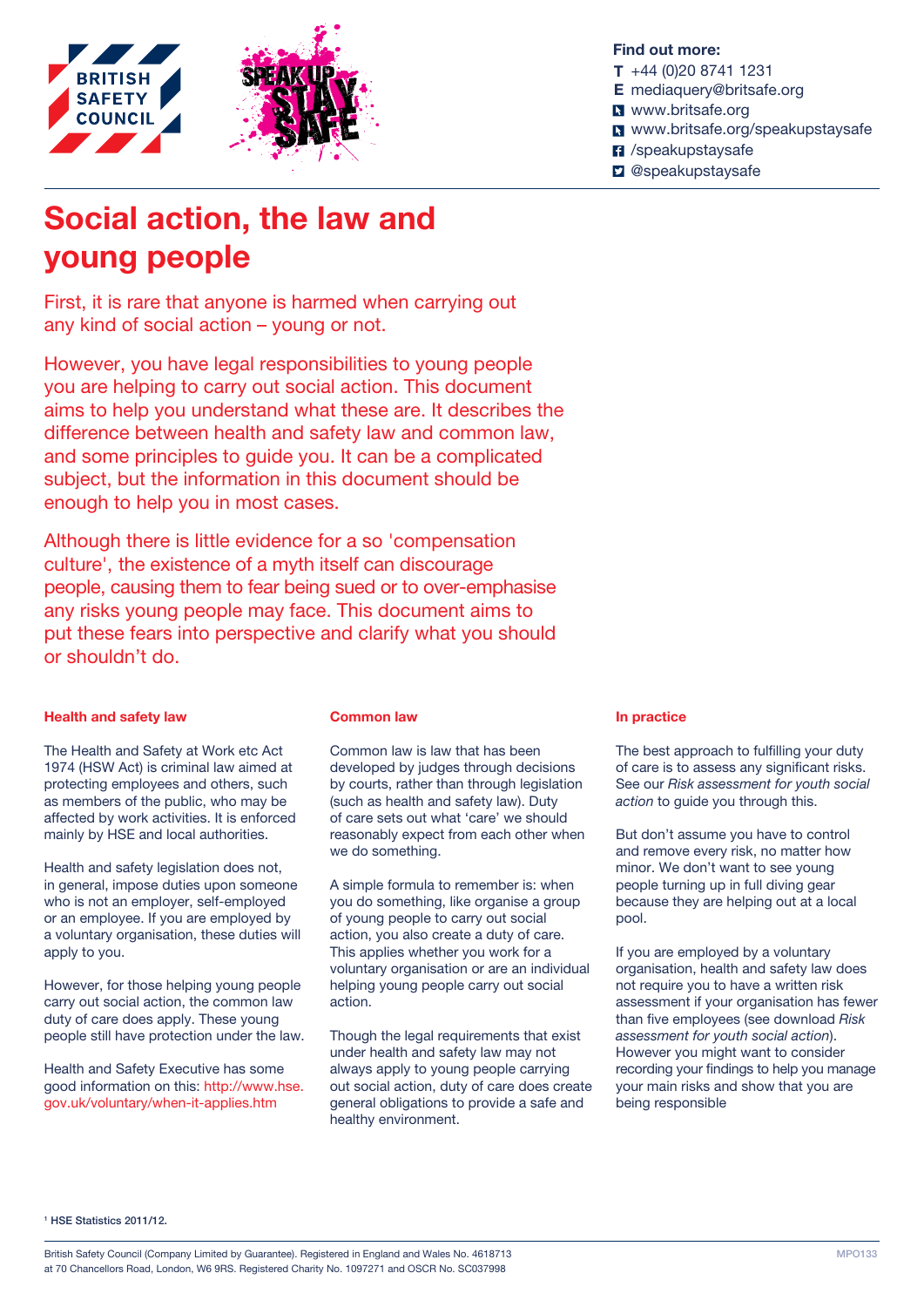**Find out more:**

**T** +44 (0)20 8741 1231
**E** mediaquery@britsafe.org
www.britsafe.org
www.britsafe.org/speakupstaysafe
/speakupstaysafe
@speakupstaysafe

# Social action, the law and young people

First, it is rare that anyone is harmed when carrying out any kind of social action – young or not.

However, you have legal responsibilities to young people you are helping to carry out social action. This document aims to help you understand what these are. It describes the difference between health and safety law and common law, and some principles to guide you. It can be a complicated subject, but the information in this document should be enough to help you in most cases.

Although there is little evidence for a so 'compensation culture', the existence of a myth itself can discourage people, causing them to fear being sued or to over-emphasise any risks young people may face. This document aims to put these fears into perspective and clarify what you should or shouldn't do.

### Health and safety law

The Health and Safety at Work etc Act 1974 (HSW Act) is criminal law aimed at protecting employees and others, such as members of the public, who may be affected by work activities. It is enforced mainly by HSE and local authorities.

Health and safety legislation does not, in general, impose duties upon someone who is not an employer, self-employed or an employee. If you are employed by a voluntary organisation, these duties will apply to you.

However, for those helping young people carry out social action, the common law duty of care does apply. These young people still have protection under the law.

Health and Safety Executive has some good information on this: http://www.hse.gov.uk/voluntary/when-it-applies.htm

### Common law

Common law is law that has been developed by judges through decisions by courts, rather than through legislation (such as health and safety law). Duty of care sets out what 'care' we should reasonably expect from each other when we do something.

A simple formula to remember is: when you do something, like organise a group of young people to carry out social action, you also create a duty of care. This applies whether you work for a voluntary organisation or are an individual helping young people carry out social action.

Though the legal requirements that exist under health and safety law may not always apply to young people carrying out social action, duty of care does create general obligations to provide a safe and healthy environment.

### In practice

The best approach to fulfilling your duty of care is to assess any significant risks. See our *Risk assessment for youth social action* to guide you through this.

But don't assume you have to control and remove every risk, no matter how minor. We don't want to see young people turning up in full diving gear because they are helping out at a local pool.

If you are employed by a voluntary organisation, health and safety law does not require you to have a written risk assessment if your organisation has fewer than five employees (see download *Risk assessment for youth social action*). However you might want to consider recording your findings to help you manage your main risks and show that you are being responsible

[1] HSE Statistics 2011/12.

British Safety Council (Company Limited by Guarantee). Registered in England and Wales No. 4618713 at 70 Chancellors Road, London, W6 9RS. Registered Charity No. 1097271 and OSCR No. SC037998

MPO133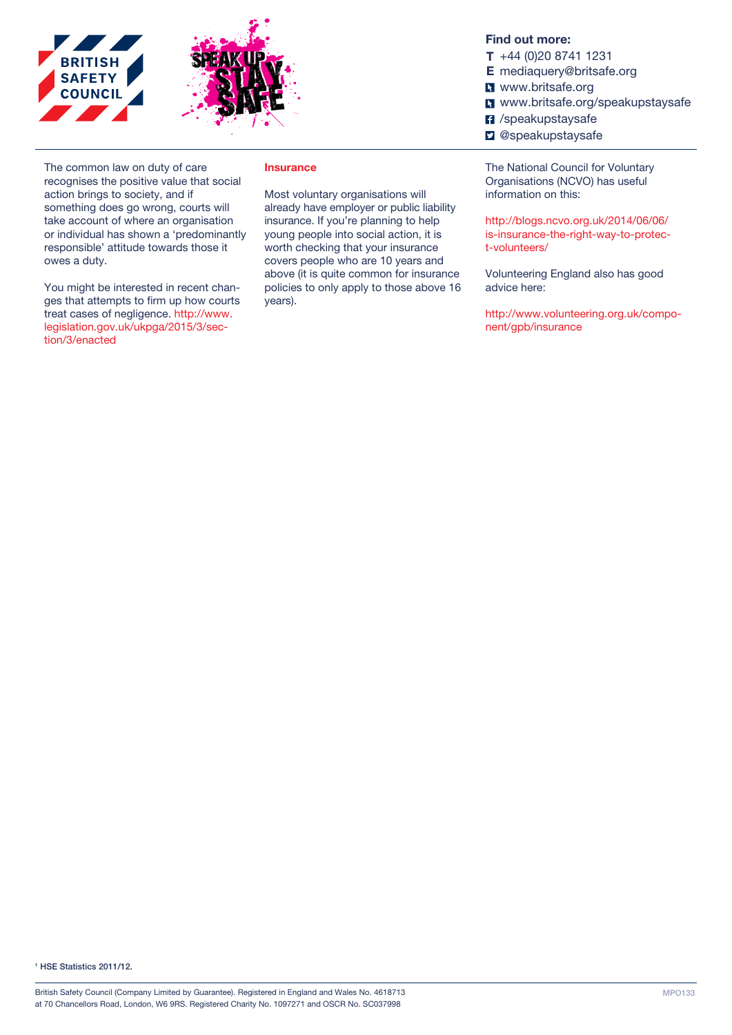**Find out more:**

**T** +44 (0)20 8741 1231
**E** mediaquery@britsafe.org
www.britsafe.org
www.britsafe.org/speakupstaysafe
/speakupstaysafe
@speakupstaysafe

The common law on duty of care recognises the positive value that social action brings to society, and if something does go wrong, courts will take account of where an organisation or individual has shown a 'predominantly responsible' attitude towards those it owes a duty.

You might be interested in recent changes that attempts to firm up how courts treat cases of negligence. http://www.legislation.gov.uk/ukpga/2015/3/section/3/enacted

## Insurance

Most voluntary organisations will already have employer or public liability insurance. If you're planning to help young people into social action, it is worth checking that your insurance covers people who are 10 years and above (it is quite common for insurance policies to only apply to those above 16 years).

The National Council for Voluntary Organisations (NCVO) has useful information on this:

http://blogs.ncvo.org.uk/2014/06/06/is-insurance-the-right-way-to-protect-volunteers/

Volunteering England also has good advice here:

http://www.volunteering.org.uk/component/gpb/insurance

[1] **HSE Statistics 2011/12.**

British Safety Council (Company Limited by Guarantee). Registered in England and Wales No. 4618713 at 70 Chancellors Road, London, W6 9RS. Registered Charity No. 1097271 and OSCR No. SC037998

MPO133